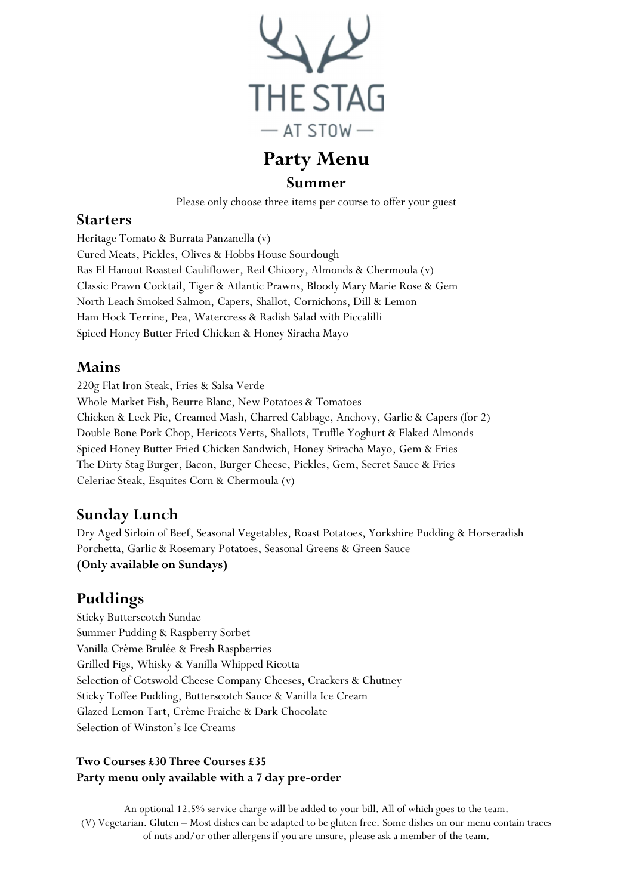THE STAG

— AT STOW —

# Party Menu

### Summer

Please only choose three items per course to offer your guest

## Starters

Heritage Tomato & Burrata Panzanella (v)
Cured Meats, Pickles, Olives & Hobbs House Sourdough
Ras El Hanout Roasted Cauliflower, Red Chicory, Almonds & Chermoula (v)
Classic Prawn Cocktail, Tiger & Atlantic Prawns, Bloody Mary Marie Rose & Gem
North Leach Smoked Salmon, Capers, Shallot, Cornichons, Dill & Lemon
Ham Hock Terrine, Pea, Watercress & Radish Salad with Piccalilli
Spiced Honey Butter Fried Chicken & Honey Siracha Mayo

## Mains

220g Flat Iron Steak, Fries & Salsa Verde
Whole Market Fish, Beurre Blanc, New Potatoes & Tomatoes
Chicken & Leek Pie, Creamed Mash, Charred Cabbage, Anchovy, Garlic & Capers (for 2)
Double Bone Pork Chop, Hericots Verts, Shallots, Truffle Yoghurt & Flaked Almonds
Spiced Honey Butter Fried Chicken Sandwich, Honey Sriracha Mayo, Gem & Fries
The Dirty Stag Burger, Bacon, Burger Cheese, Pickles, Gem, Secret Sauce & Fries
Celeriac Steak, Esquites Corn & Chermoula (v)

## Sunday Lunch

Dry Aged Sirloin of Beef, Seasonal Vegetables, Roast Potatoes, Yorkshire Pudding & Horseradish
Porchetta, Garlic & Rosemary Potatoes, Seasonal Greens & Green Sauce
**(Only available on Sundays)**

## Puddings

Sticky Butterscotch Sundae
Summer Pudding & Raspberry Sorbet
Vanilla Crème Brulée & Fresh Raspberries
Grilled Figs, Whisky & Vanilla Whipped Ricotta
Selection of Cotswold Cheese Company Cheeses, Crackers & Chutney
Sticky Toffee Pudding, Butterscotch Sauce & Vanilla Ice Cream
Glazed Lemon Tart, Crème Fraiche & Dark Chocolate
Selection of Winston's Ice Creams

**Two Courses £30 Three Courses £35**
**Party menu only available with a 7 day pre-order**

An optional 12.5% service charge will be added to your bill. All of which goes to the team.
(V) Vegetarian. Gluten – Most dishes can be adapted to be gluten free. Some dishes on our menu contain traces of nuts and/or other allergens if you are unsure, please ask a member of the team.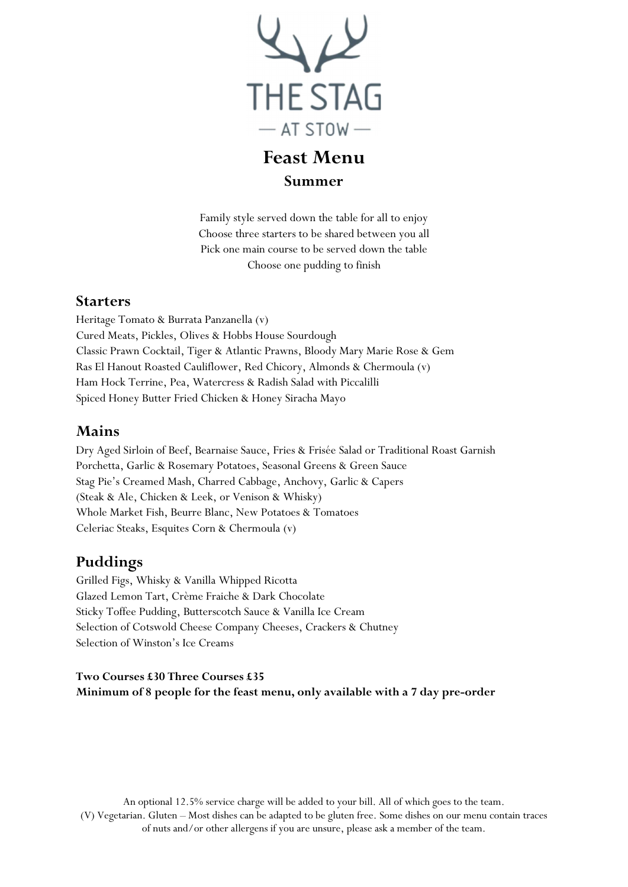THE STAG

— AT STOW —

# Feast Menu

## Summer

Family style served down the table for all to enjoy
Choose three starters to be shared between you all
Pick one main course to be served down the table
Choose one pudding to finish

## Starters

Heritage Tomato & Burrata Panzanella (v)
Cured Meats, Pickles, Olives & Hobbs House Sourdough
Classic Prawn Cocktail, Tiger & Atlantic Prawns, Bloody Mary Marie Rose & Gem
Ras El Hanout Roasted Cauliflower, Red Chicory, Almonds & Chermoula (v)
Ham Hock Terrine, Pea, Watercress & Radish Salad with Piccalilli
Spiced Honey Butter Fried Chicken & Honey Siracha Mayo

## Mains

Dry Aged Sirloin of Beef, Bearnaise Sauce, Fries & Frisée Salad or Traditional Roast Garnish
Porchetta, Garlic & Rosemary Potatoes, Seasonal Greens & Green Sauce
Stag Pie's Creamed Mash, Charred Cabbage, Anchovy, Garlic & Capers
(Steak & Ale, Chicken & Leek, or Venison & Whisky)
Whole Market Fish, Beurre Blanc, New Potatoes & Tomatoes
Celeriac Steaks, Esquites Corn & Chermoula (v)

## Puddings

Grilled Figs, Whisky & Vanilla Whipped Ricotta
Glazed Lemon Tart, Crème Fraiche & Dark Chocolate
Sticky Toffee Pudding, Butterscotch Sauce & Vanilla Ice Cream
Selection of Cotswold Cheese Company Cheeses, Crackers & Chutney
Selection of Winston's Ice Creams

**Two Courses £30 Three Courses £35**
**Minimum of 8 people for the feast menu, only available with a 7 day pre-order**

An optional 12.5% service charge will be added to your bill. All of which goes to the team.
(V) Vegetarian. Gluten – Most dishes can be adapted to be gluten free. Some dishes on our menu contain traces of nuts and/or other allergens if you are unsure, please ask a member of the team.